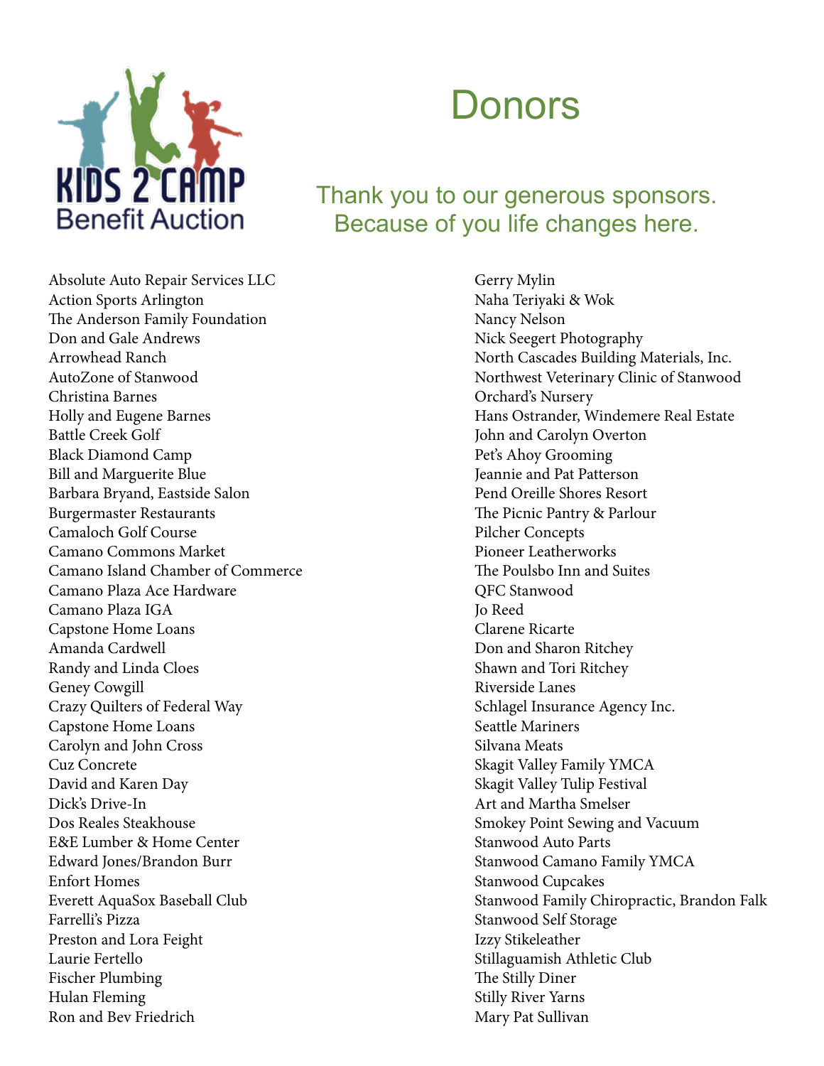KIDS 2 CAMP
Benefit Auction

# Donors

## Thank you to our generous sponsors. Because of you life changes here.

Absolute Auto Repair Services LLC
Action Sports Arlington
The Anderson Family Foundation
Don and Gale Andrews
Arrowhead Ranch
AutoZone of Stanwood
Christina Barnes
Holly and Eugene Barnes
Battle Creek Golf
Black Diamond Camp
Bill and Marguerite Blue
Barbara Bryand, Eastside Salon
Burgermaster Restaurants
Camaloch Golf Course
Camano Commons Market
Camano Island Chamber of Commerce
Camano Plaza Ace Hardware
Camano Plaza IGA
Capstone Home Loans
Amanda Cardwell
Randy and Linda Cloes
Geney Cowgill
Crazy Quilters of Federal Way
Capstone Home Loans
Carolyn and John Cross
Cuz Concrete
David and Karen Day
Dick's Drive-In
Dos Reales Steakhouse
E&E Lumber & Home Center
Edward Jones/Brandon Burr
Enfort Homes
Everett AquaSox Baseball Club
Farrelli's Pizza
Preston and Lora Feight
Laurie Fertello
Fischer Plumbing
Hulan Fleming
Ron and Bev Friedrich
Gerry Mylin
Naha Teriyaki & Wok
Nancy Nelson
Nick Seegert Photography
North Cascades Building Materials, Inc.
Northwest Veterinary Clinic of Stanwood
Orchard's Nursery
Hans Ostrander, Windemere Real Estate
John and Carolyn Overton
Pet's Ahoy Grooming
Jeannie and Pat Patterson
Pend Oreille Shores Resort
The Picnic Pantry & Parlour
Pilcher Concepts
Pioneer Leatherworks
The Poulsbo Inn and Suites
QFC Stanwood
Jo Reed
Clarene Ricarte
Don and Sharon Ritchey
Shawn and Tori Ritchey
Riverside Lanes
Schlagel Insurance Agency Inc.
Seattle Mariners
Silvana Meats
Skagit Valley Family YMCA
Skagit Valley Tulip Festival
Art and Martha Smelser
Smokey Point Sewing and Vacuum
Stanwood Auto Parts
Stanwood Camano Family YMCA
Stanwood Cupcakes
Stanwood Family Chiropractic, Brandon Falk
Stanwood Self Storage
Izzy Stikeleather
Stillaguamish Athletic Club
The Stilly Diner
Stilly River Yarns
Mary Pat Sullivan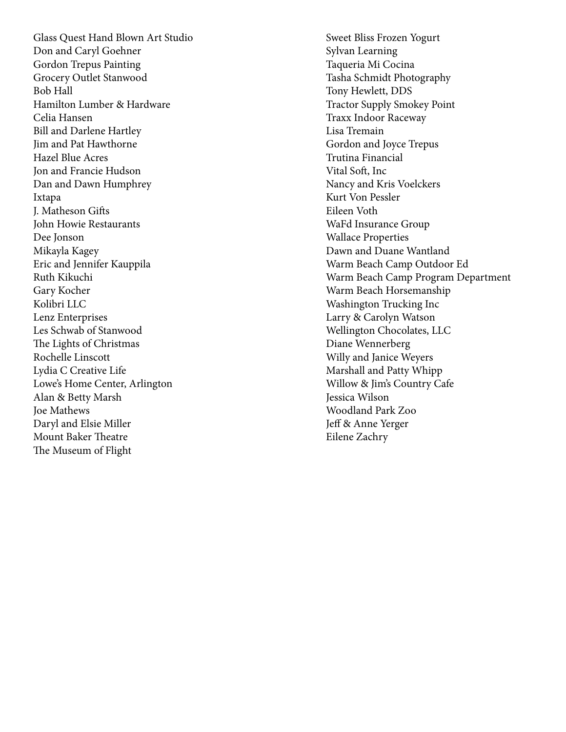Glass Quest Hand Blown Art Studio
Don and Caryl Goehner
Gordon Trepus Painting
Grocery Outlet Stanwood
Bob Hall
Hamilton Lumber & Hardware
Celia Hansen
Bill and Darlene Hartley
Jim and Pat Hawthorne
Hazel Blue Acres
Jon and Francie Hudson
Dan and Dawn Humphrey
Ixtapa
J. Matheson Gifts
John Howie Restaurants
Dee Jonson
Mikayla Kagey
Eric and Jennifer Kauppila
Ruth Kikuchi
Gary Kocher
Kolibri LLC
Lenz Enterprises
Les Schwab of Stanwood
The Lights of Christmas
Rochelle Linscott
Lydia C Creative Life
Lowe's Home Center, Arlington
Alan & Betty Marsh
Joe Mathews
Daryl and Elsie Miller
Mount Baker Theatre
The Museum of Flight
Sweet Bliss Frozen Yogurt
Sylvan Learning
Taqueria Mi Cocina
Tasha Schmidt Photography
Tony Hewlett, DDS
Tractor Supply Smokey Point
Traxx Indoor Raceway
Lisa Tremain
Gordon and Joyce Trepus
Trutina Financial
Vital Soft, Inc
Nancy and Kris Voelckers
Kurt Von Pessler
Eileen Voth
WaFd Insurance Group
Wallace Properties
Dawn and Duane Wantland
Warm Beach Camp Outdoor Ed
Warm Beach Camp Program Department
Warm Beach Horsemanship
Washington Trucking Inc
Larry & Carolyn Watson
Wellington Chocolates, LLC
Diane Wennerberg
Willy and Janice Weyers
Marshall and Patty Whipp
Willow & Jim's Country Cafe
Jessica Wilson
Woodland Park Zoo
Jeff & Anne Yerger
Eilene Zachry